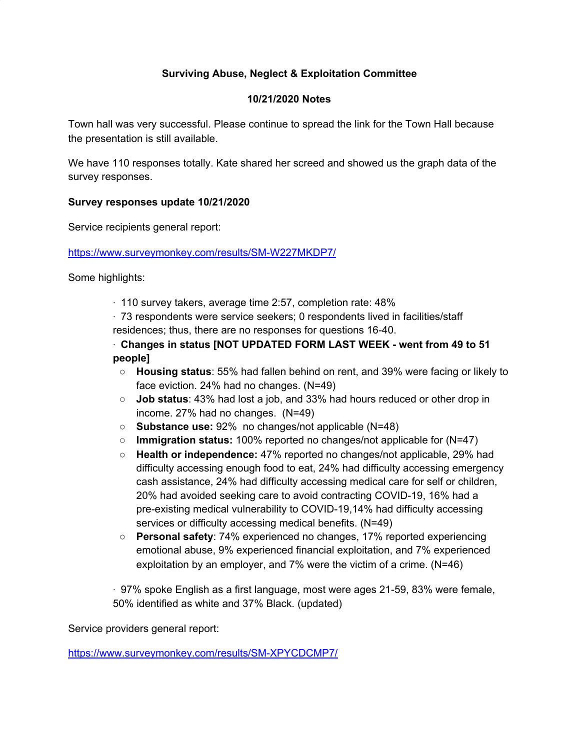**Surviving Abuse, Neglect & Exploitation Committee**

**10/21/2020 Notes**

Town hall was very successful. Please continue to spread the link for the Town Hall because the presentation is still available.

We have 110 responses totally. Kate shared her screed and showed us the graph data of the survey responses.

**Survey responses update 10/21/2020**

Service recipients general report:

https://www.surveymonkey.com/results/SM-W227MKDP7/

Some highlights:

- 110 survey takers, average time 2:57, completion rate: 48%
- 73 respondents were service seekers; 0 respondents lived in facilities/staff residences; thus, there are no responses for questions 16-40.
- **Changes in status [NOT UPDATED FORM LAST WEEK - went from 49 to 51 people]**
    - **Housing status**: 55% had fallen behind on rent, and 39% were facing or likely to face eviction. 24% had no changes. (N=49)
    - **Job status**: 43% had lost a job, and 33% had hours reduced or other drop in income. 27% had no changes. (N=49)
    - **Substance use:** 92% no changes/not applicable (N=48)
    - **Immigration status:** 100% reported no changes/not applicable for (N=47)
    - **Health or independence:** 47% reported no changes/not applicable, 29% had difficulty accessing enough food to eat, 24% had difficulty accessing emergency cash assistance, 24% had difficulty accessing medical care for self or children, 20% had avoided seeking care to avoid contracting COVID-19, 16% had a pre-existing medical vulnerability to COVID-19,14% had difficulty accessing services or difficulty accessing medical benefits. (N=49)
    - **Personal safety**: 74% experienced no changes, 17% reported experiencing emotional abuse, 9% experienced financial exploitation, and 7% experienced exploitation by an employer, and 7% were the victim of a crime. (N=46)
- 97% spoke English as a first language, most were ages 21-59, 83% were female, 50% identified as white and 37% Black. (updated)

Service providers general report:

https://www.surveymonkey.com/results/SM-XPYCDCMP7/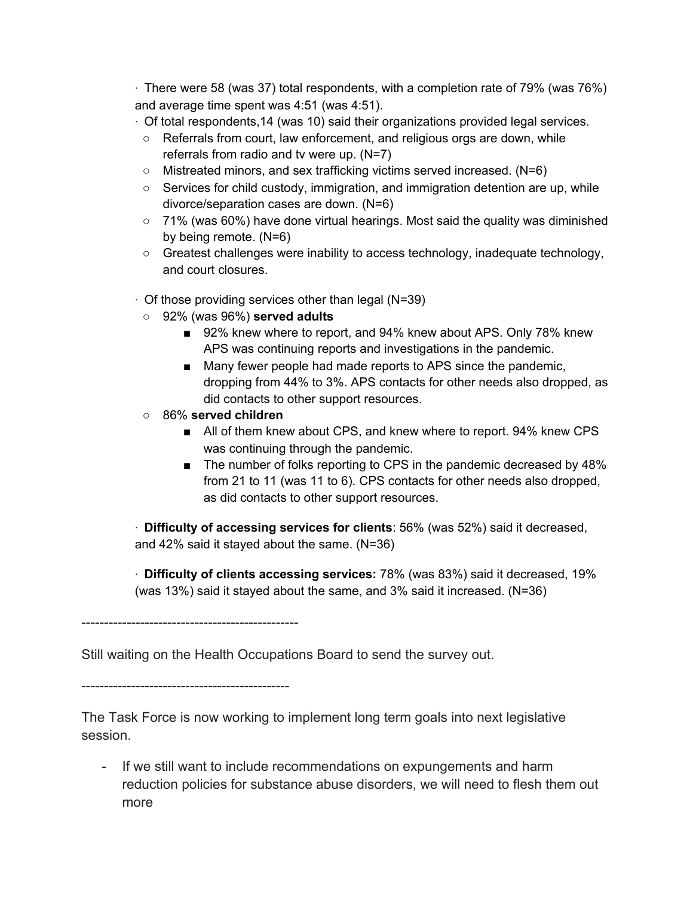- There were 58 (was 37) total respondents, with a completion rate of 79% (was 76%) and average time spent was 4:51 (was 4:51).
- Of total respondents,14 (was 10) said their organizations provided legal services.
  - Referrals from court, law enforcement, and religious orgs are down, while referrals from radio and tv were up. (N=7)
  - Mistreated minors, and sex trafficking victims served increased. (N=6)
  - Services for child custody, immigration, and immigration detention are up, while divorce/separation cases are down. (N=6)
  - 71% (was 60%) have done virtual hearings. Most said the quality was diminished by being remote. (N=6)
  - Greatest challenges were inability to access technology, inadequate technology, and court closures.

- Of those providing services other than legal (N=39)
  - 92% (was 96%) **served adults**
    - 92% knew where to report, and 94% knew about APS. Only 78% knew APS was continuing reports and investigations in the pandemic.
    - Many fewer people had made reports to APS since the pandemic, dropping from 44% to 3%. APS contacts for other needs also dropped, as did contacts to other support resources.
  - 86% **served children**
    - All of them knew about CPS, and knew where to report. 94% knew CPS was continuing through the pandemic.
    - The number of folks reporting to CPS in the pandemic decreased by 48% from 21 to 11 (was 11 to 6). CPS contacts for other needs also dropped, as did contacts to other support resources.

- **Difficulty of accessing services for clients**: 56% (was 52%) said it decreased, and 42% said it stayed about the same. (N=36)

- **Difficulty of clients accessing services:** 78% (was 83%) said it decreased, 19% (was 13%) said it stayed about the same, and 3% said it increased. (N=36)

------------------------------------------------

Still waiting on the Health Occupations Board to send the survey out.

----------------------------------------------

The Task Force is now working to implement long term goals into next legislative session.

- If we still want to include recommendations on expungements and harm reduction policies for substance abuse disorders, we will need to flesh them out more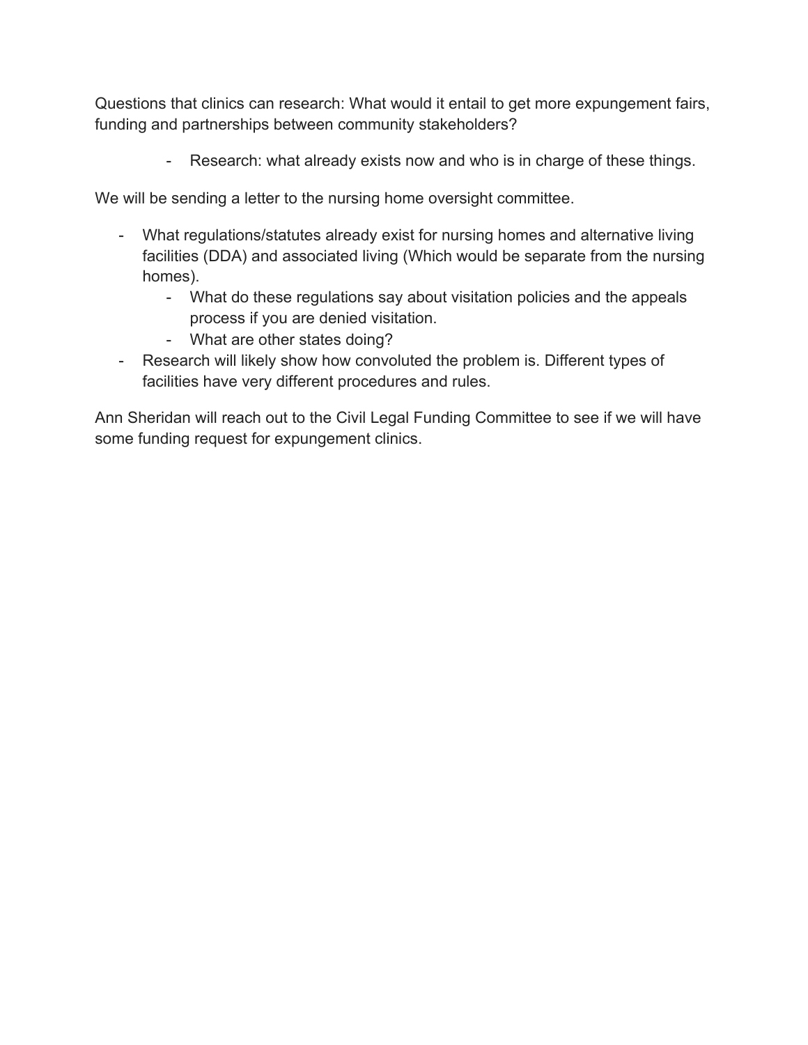Questions that clinics can research: What would it entail to get more expungement fairs, funding and partnerships between community stakeholders?

    - Research: what already exists now and who is in charge of these things.

We will be sending a letter to the nursing home oversight committee.

- What regulations/statutes already exist for nursing homes and alternative living facilities (DDA) and associated living (Which would be separate from the nursing homes).
    - What do these regulations say about visitation policies and the appeals process if you are denied visitation.
    - What are other states doing?
- Research will likely show how convoluted the problem is. Different types of facilities have very different procedures and rules.

Ann Sheridan will reach out to the Civil Legal Funding Committee to see if we will have some funding request for expungement clinics.